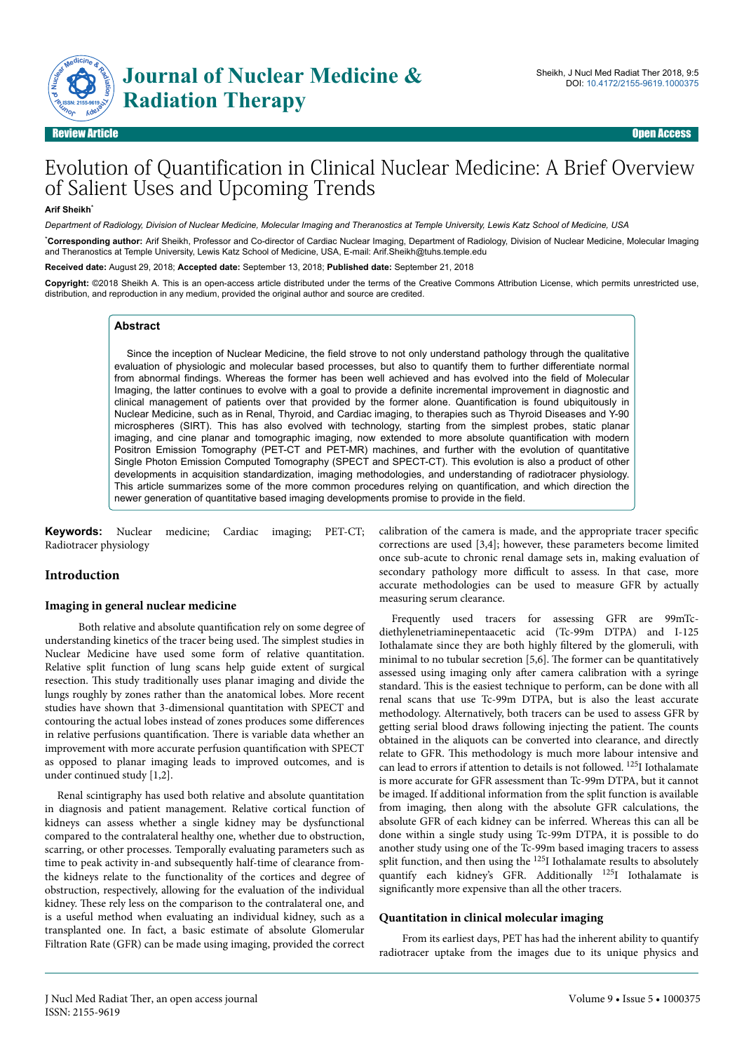Review Article | Open Access

# Evolution of Quantification in Clinical Nuclear Medicine: A Brief Overview of Salient Uses and Upcoming Trends

**Arif Sheikh***

*Department of Radiology, Division of Nuclear Medicine, Molecular Imaging and Theranostics at Temple University, Lewis Katz School of Medicine, USA*

***Corresponding author:** Arif Sheikh, Professor and Co-director of Cardiac Nuclear Imaging, Department of Radiology, Division of Nuclear Medicine, Molecular Imaging and Theranostics at Temple University, Lewis Katz School of Medicine, USA, E-mail: Arif.Sheikh@tuhs.temple.edu

**Received date:** August 29, 2018; **Accepted date:** September 13, 2018; **Published date:** September 21, 2018

**Copyright:** ©2018 Sheikh A. This is an open-access article distributed under the terms of the Creative Commons Attribution License, which permits unrestricted use, distribution, and reproduction in any medium, provided the original author and source are credited.

## Abstract

Since the inception of Nuclear Medicine, the field strove to not only understand pathology through the qualitative evaluation of physiologic and molecular based processes, but also to quantify them to further differentiate normal from abnormal findings. Whereas the former has been well achieved and has evolved into the field of Molecular Imaging, the latter continues to evolve with a goal to provide a definite incremental improvement in diagnostic and clinical management of patients over that provided by the former alone. Quantification is found ubiquitously in Nuclear Medicine, such as in Renal, Thyroid, and Cardiac imaging, to therapies such as Thyroid Diseases and Y-90 microspheres (SIRT). This has also evolved with technology, starting from the simplest probes, static planar imaging, and cine planar and tomographic imaging, now extended to more absolute quantification with modern Positron Emission Tomography (PET-CT and PET-MR) machines, and further with the evolution of quantitative Single Photon Emission Computed Tomography (SPECT and SPECT-CT). This evolution is also a product of other developments in acquisition standardization, imaging methodologies, and understanding of radiotracer physiology. This article summarizes some of the more common procedures relying on quantification, and which direction the newer generation of quantitative based imaging developments promise to provide in the field.

**Keywords:** Nuclear medicine; Cardiac imaging; PET-CT; Radiotracer physiology

## Introduction

### Imaging in general nuclear medicine

Both relative and absolute quantification rely on some degree of understanding kinetics of the tracer being used. The simplest studies in Nuclear Medicine have used some form of relative quantitation. Relative split function of lung scans help guide extent of surgical resection. This study traditionally uses planar imaging and divide the lungs roughly by zones rather than the anatomical lobes. More recent studies have shown that 3-dimensional quantitation with SPECT and contouring the actual lobes instead of zones produces some differences in relative perfusions quantification. There is variable data whether an improvement with more accurate perfusion quantification with SPECT as opposed to planar imaging leads to improved outcomes, and is under continued study [1,2].

Renal scintigraphy has used both relative and absolute quantitation in diagnosis and patient management. Relative cortical function of kidneys can assess whether a single kidney may be dysfunctional compared to the contralateral healthy one, whether due to obstruction, scarring, or other processes. Temporally evaluating parameters such as time to peak activity in-and subsequently half-time of clearance from-the kidneys relate to the functionality of the cortices and degree of obstruction, respectively, allowing for the evaluation of the individual kidney. These rely less on the comparison to the contralateral one, and is a useful method when evaluating an individual kidney, such as a transplanted one. In fact, a basic estimate of absolute Glomerular Filtration Rate (GFR) can be made using imaging, provided the correct calibration of the camera is made, and the appropriate tracer specific corrections are used [3,4]; however, these parameters become limited once sub-acute to chronic renal damage sets in, making evaluation of secondary pathology more difficult to assess. In that case, more accurate methodologies can be used to measure GFR by actually measuring serum clearance.

Frequently used tracers for assessing GFR are 99mTc-diethylenetriaminepentaacetic acid (Tc-99m DTPA) and I-125 Iothalamate since they are both highly filtered by the glomeruli, with minimal to no tubular secretion [5,6]. The former can be quantitatively assessed using imaging only after camera calibration with a syringe standard. This is the easiest technique to perform, can be done with all renal scans that use Tc-99m DTPA, but is also the least accurate methodology. Alternatively, both tracers can be used to assess GFR by getting serial blood draws following injecting the patient. The counts obtained in the aliquots can be converted into clearance, and directly relate to GFR. This methodology is much more labor intensive and can lead to errors if attention to details is not followed. $^{125}$I Iothalamate is more accurate for GFR assessment than Tc-99m DTPA, but it cannot be imaged. If additional information from the split function is available from imaging, then along with the absolute GFR calculations, the absolute GFR of each kidney can be inferred. Whereas this can all be done within a single study using Tc-99m DTPA, it is possible to do another study using one of the Tc-99m based imaging tracers to assess split function, and then using the $^{125}$I Iothalamate results to absolutely quantify each kidney's GFR. Additionally $^{125}$I Iothalamate is significantly more expensive than all the other tracers.

### Quantitation in clinical molecular imaging

From its earliest days, PET has had the inherent ability to quantify radiotracer uptake from the images due to its unique physics and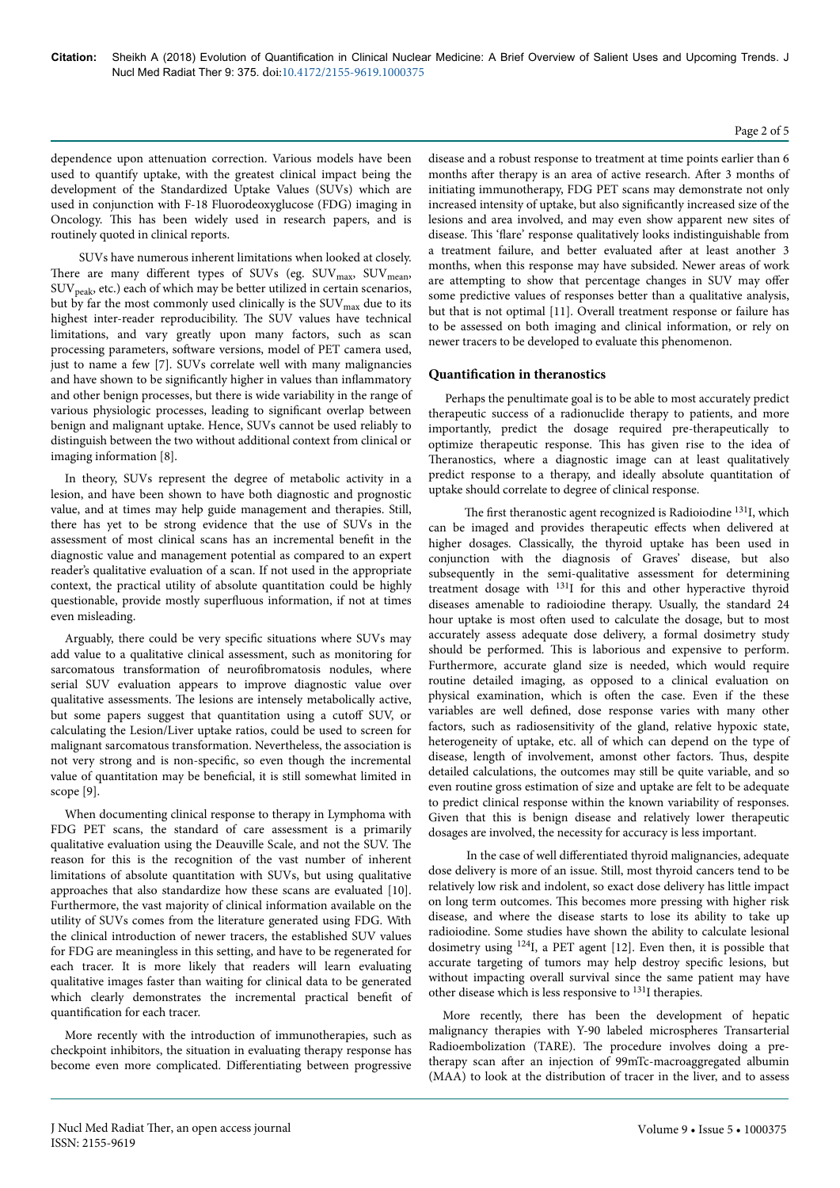dependence upon attenuation correction. Various models have been used to quantify uptake, with the greatest clinical impact being the development of the Standardized Uptake Values (SUVs) which are used in conjunction with F-18 Fluorodeoxyglucose (FDG) imaging in Oncology. This has been widely used in research papers, and is routinely quoted in clinical reports.

SUVs have numerous inherent limitations when looked at closely. There are many different types of SUVs (eg. $SUV_{max}$, $SUV_{mean}$, $SUV_{peak}$, etc.) each of which may be better utilized in certain scenarios, but by far the most commonly used clinically is the $SUV_{max}$ due to its highest inter-reader reproducibility. The SUV values have technical limitations, and vary greatly upon many factors, such as scan processing parameters, software versions, model of PET camera used, just to name a few [7]. SUVs correlate well with many malignancies and have shown to be significantly higher in values than inflammatory and other benign processes, but there is wide variability in the range of various physiologic processes, leading to significant overlap between benign and malignant uptake. Hence, SUVs cannot be used reliably to distinguish between the two without additional context from clinical or imaging information [8].

In theory, SUVs represent the degree of metabolic activity in a lesion, and have been shown to have both diagnostic and prognostic value, and at times may help guide management and therapies. Still, there has yet to be strong evidence that the use of SUVs in the assessment of most clinical scans has an incremental benefit in the diagnostic value and management potential as compared to an expert reader's qualitative evaluation of a scan. If not used in the appropriate context, the practical utility of absolute quantitation could be highly questionable, provide mostly superfluous information, if not at times even misleading.

Arguably, there could be very specific situations where SUVs may add value to a qualitative clinical assessment, such as monitoring for sarcomatous transformation of neurofibromatosis nodules, where serial SUV evaluation appears to improve diagnostic value over qualitative assessments. The lesions are intensely metabolically active, but some papers suggest that quantitation using a cutoff SUV, or calculating the Lesion/Liver uptake ratios, could be used to screen for malignant sarcomatous transformation. Nevertheless, the association is not very strong and is non-specific, so even though the incremental value of quantitation may be beneficial, it is still somewhat limited in scope [9].

When documenting clinical response to therapy in Lymphoma with FDG PET scans, the standard of care assessment is a primarily qualitative evaluation using the Deauville Scale, and not the SUV. The reason for this is the recognition of the vast number of inherent limitations of absolute quantitation with SUVs, but using qualitative approaches that also standardize how these scans are evaluated [10]. Furthermore, the vast majority of clinical information available on the utility of SUVs comes from the literature generated using FDG. With the clinical introduction of newer tracers, the established SUV values for FDG are meaningless in this setting, and have to be regenerated for each tracer. It is more likely that readers will learn evaluating qualitative images faster than waiting for clinical data to be generated which clearly demonstrates the incremental practical benefit of quantification for each tracer.

More recently with the introduction of immunotherapies, such as checkpoint inhibitors, the situation in evaluating therapy response has become even more complicated. Differentiating between progressive disease and a robust response to treatment at time points earlier than 6 months after therapy is an area of active research. After 3 months of initiating immunotherapy, FDG PET scans may demonstrate not only increased intensity of uptake, but also significantly increased size of the lesions and area involved, and may even show apparent new sites of disease. This 'flare' response qualitatively looks indistinguishable from a treatment failure, and better evaluated after at least another 3 months, when this response may have subsided. Newer areas of work are attempting to show that percentage changes in SUV may offer some predictive values of responses better than a qualitative analysis, but that is not optimal [11]. Overall treatment response or failure has to be assessed on both imaging and clinical information, or rely on newer tracers to be developed to evaluate this phenomenon.

## Quantification in theranostics

Perhaps the penultimate goal is to be able to most accurately predict therapeutic success of a radionuclide therapy to patients, and more importantly, predict the dosage required pre-therapeutically to optimize therapeutic response. This has given rise to the idea of Theranostics, where a diagnostic image can at least qualitatively predict response to a therapy, and ideally absolute quantitation of uptake should correlate to degree of clinical response.

The first theranostic agent recognized is Radioiodine $^{131}$I, which can be imaged and provides therapeutic effects when delivered at higher dosages. Classically, the thyroid uptake has been used in conjunction with the diagnosis of Graves' disease, but also subsequently in the semi-qualitative assessment for determining treatment dosage with $^{131}$I for this and other hyperactive thyroid diseases amenable to radioiodine therapy. Usually, the standard 24 hour uptake is most often used to calculate the dosage, but to most accurately assess adequate dose delivery, a formal dosimetry study should be performed. This is laborious and expensive to perform. Furthermore, accurate gland size is needed, which would require routine detailed imaging, as opposed to a clinical evaluation on physical examination, which is often the case. Even if the these variables are well defined, dose response varies with many other factors, such as radiosensitivity of the gland, relative hypoxic state, heterogeneity of uptake, etc. all of which can depend on the type of disease, length of involvement, amonst other factors. Thus, despite detailed calculations, the outcomes may still be quite variable, and so even routine gross estimation of size and uptake are felt to be adequate to predict clinical response within the known variability of responses. Given that this is benign disease and relatively lower therapeutic dosages are involved, the necessity for accuracy is less important.

In the case of well differentiated thyroid malignancies, adequate dose delivery is more of an issue. Still, most thyroid cancers tend to be relatively low risk and indolent, so exact dose delivery has little impact on long term outcomes. This becomes more pressing with higher risk disease, and where the disease starts to lose its ability to take up radioiodine. Some studies have shown the ability to calculate lesional dosimetry using $^{124}$I, a PET agent [12]. Even then, it is possible that accurate targeting of tumors may help destroy specific lesions, but without impacting overall survival since the same patient may have other disease which is less responsive to $^{131}$I therapies.

More recently, there has been the development of hepatic malignancy therapies with Y-90 labeled microspheres Transarterial Radioembolization (TARE). The procedure involves doing a pre-therapy scan after an injection of 99mTc-macroaggregated albumin (MAA) to look at the distribution of tracer in the liver, and to assess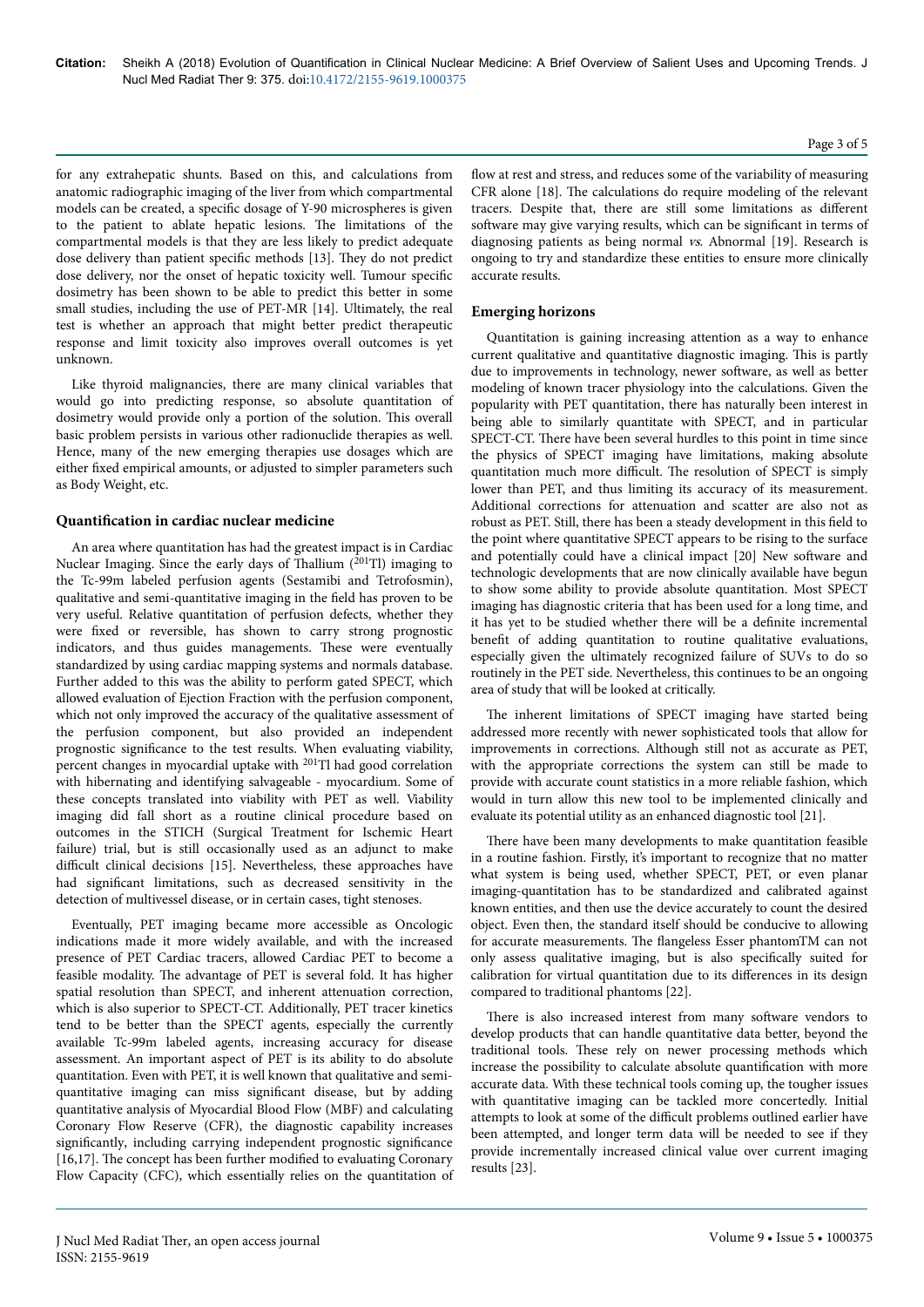for any extrahepatic shunts. Based on this, and calculations from anatomic radiographic imaging of the liver from which compartmental models can be created, a specific dosage of Y-90 microspheres is given to the patient to ablate hepatic lesions. The limitations of the compartmental models is that they are less likely to predict adequate dose delivery than patient specific methods [13]. They do not predict dose delivery, nor the onset of hepatic toxicity well. Tumour specific dosimetry has been shown to be able to predict this better in some small studies, including the use of PET-MR [14]. Ultimately, the real test is whether an approach that might better predict therapeutic response and limit toxicity also improves overall outcomes is yet unknown.

Like thyroid malignancies, there are many clinical variables that would go into predicting response, so absolute quantitation of dosimetry would provide only a portion of the solution. This overall basic problem persists in various other radionuclide therapies as well. Hence, many of the new emerging therapies use dosages which are either fixed empirical amounts, or adjusted to simpler parameters such as Body Weight, etc.

## Quantification in cardiac nuclear medicine

An area where quantitation has had the greatest impact is in Cardiac Nuclear Imaging. Since the early days of Thallium ($^{201}$Tl) imaging to the Tc-99m labeled perfusion agents (Sestamibi and Tetrofosmin), qualitative and semi-quantitative imaging in the field has proven to be very useful. Relative quantitation of perfusion defects, whether they were fixed or reversible, has shown to carry strong prognostic indicators, and thus guides managements. These were eventually standardized by using cardiac mapping systems and normals database. Further added to this was the ability to perform gated SPECT, which allowed evaluation of Ejection Fraction with the perfusion component, which not only improved the accuracy of the qualitative assessment of the perfusion component, but also provided an independent prognostic significance to the test results. When evaluating viability, percent changes in myocardial uptake with $^{201}$Tl had good correlation with hibernating and identifying salvageable - myocardium. Some of these concepts translated into viability with PET as well. Viability imaging did fall short as a routine clinical procedure based on outcomes in the STICH (Surgical Treatment for Ischemic Heart failure) trial, but is still occasionally used as an adjunct to make difficult clinical decisions [15]. Nevertheless, these approaches have had significant limitations, such as decreased sensitivity in the detection of multivessel disease, or in certain cases, tight stenoses.

Eventually, PET imaging became more accessible as Oncologic indications made it more widely available, and with the increased presence of PET Cardiac tracers, allowed Cardiac PET to become a feasible modality. The advantage of PET is several fold. It has higher spatial resolution than SPECT, and inherent attenuation correction, which is also superior to SPECT-CT. Additionally, PET tracer kinetics tend to be better than the SPECT agents, especially the currently available Tc-99m labeled agents, increasing accuracy for disease assessment. An important aspect of PET is its ability to do absolute quantitation. Even with PET, it is well known that qualitative and semi-quantitative imaging can miss significant disease, but by adding quantitative analysis of Myocardial Blood Flow (MBF) and calculating Coronary Flow Reserve (CFR), the diagnostic capability increases significantly, including carrying independent prognostic significance [16,17]. The concept has been further modified to evaluating Coronary Flow Capacity (CFC), which essentially relies on the quantitation of flow at rest and stress, and reduces some of the variability of measuring CFR alone [18]. The calculations do require modeling of the relevant tracers. Despite that, there are still some limitations as different software may give varying results, which can be significant in terms of diagnosing patients as being normal *vs.* Abnormal [19]. Research is ongoing to try and standardize these entities to ensure more clinically accurate results.

## Emerging horizons

Quantitation is gaining increasing attention as a way to enhance current qualitative and quantitative diagnostic imaging. This is partly due to improvements in technology, newer software, as well as better modeling of known tracer physiology into the calculations. Given the popularity with PET quantitation, there has naturally been interest in being able to similarly quantitate with SPECT, and in particular SPECT-CT. There have been several hurdles to this point in time since the physics of SPECT imaging have limitations, making absolute quantitation much more difficult. The resolution of SPECT is simply lower than PET, and thus limiting its accuracy of its measurement. Additional corrections for attenuation and scatter are also not as robust as PET. Still, there has been a steady development in this field to the point where quantitative SPECT appears to be rising to the surface and potentially could have a clinical impact [20] New software and technologic developments that are now clinically available have begun to show some ability to provide absolute quantitation. Most SPECT imaging has diagnostic criteria that has been used for a long time, and it has yet to be studied whether there will be a definite incremental benefit of adding quantitation to routine qualitative evaluations, especially given the ultimately recognized failure of SUVs to do so routinely in the PET side. Nevertheless, this continues to be an ongoing area of study that will be looked at critically.

The inherent limitations of SPECT imaging have started being addressed more recently with newer sophisticated tools that allow for improvements in corrections. Although still not as accurate as PET, with the appropriate corrections the system can still be made to provide with accurate count statistics in a more reliable fashion, which would in turn allow this new tool to be implemented clinically and evaluate its potential utility as an enhanced diagnostic tool [21].

There have been many developments to make quantitation feasible in a routine fashion. Firstly, it's important to recognize that no matter what system is being used, whether SPECT, PET, or even planar imaging-quantitation has to be standardized and calibrated against known entities, and then use the device accurately to count the desired object. Even then, the standard itself should be conducive to allowing for accurate measurements. The flangeless Esser phantomTM can not only assess qualitative imaging, but is also specifically suited for calibration for virtual quantitation due to its differences in its design compared to traditional phantoms [22].

There is also increased interest from many software vendors to develop products that can handle quantitative data better, beyond the traditional tools. These rely on newer processing methods which increase the possibility to calculate absolute quantification with more accurate data. With these technical tools coming up, the tougher issues with quantitative imaging can be tackled more concertedly. Initial attempts to look at some of the difficult problems outlined earlier have been attempted, and longer term data will be needed to see if they provide incrementally increased clinical value over current imaging results [23].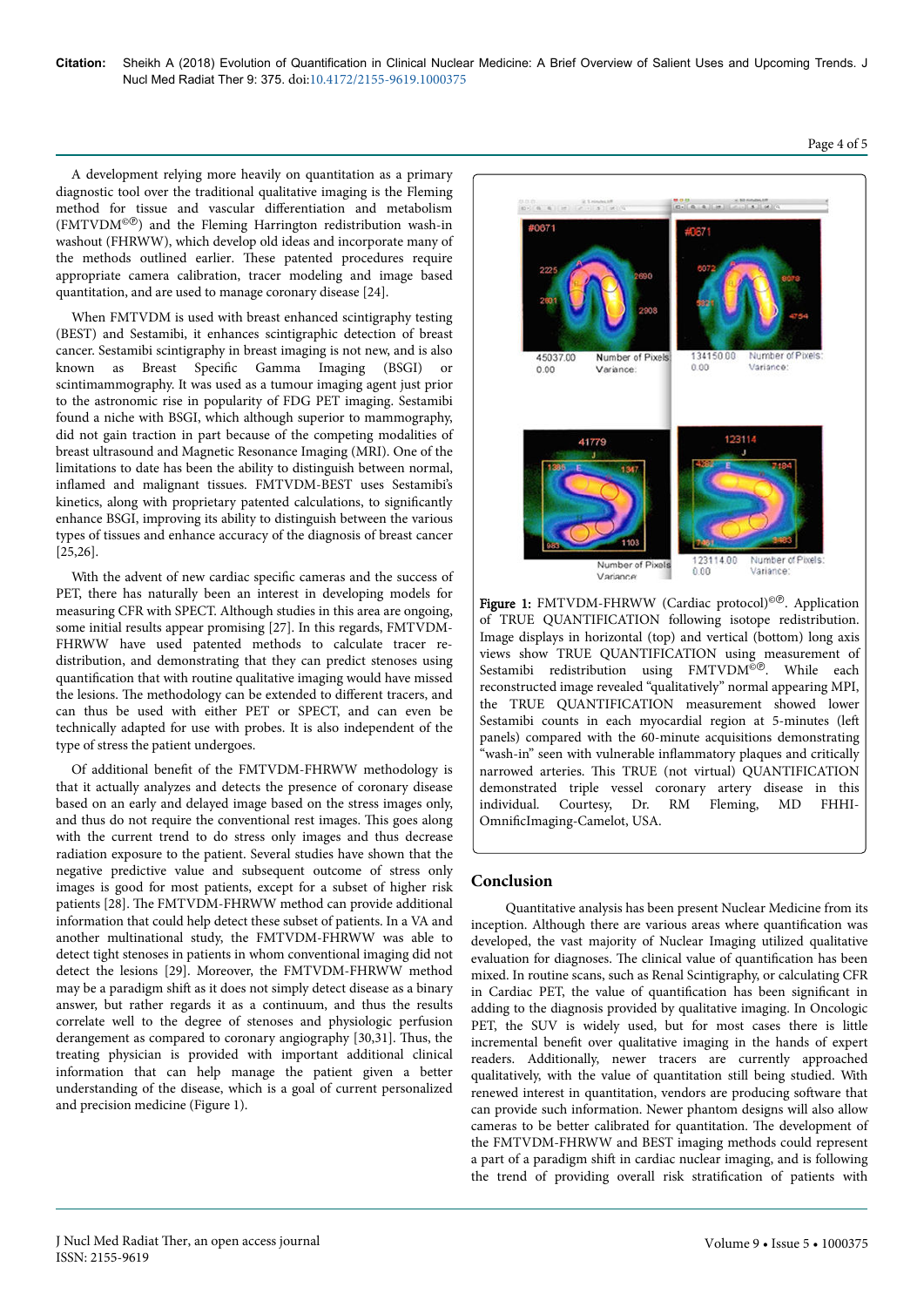A development relying more heavily on quantitation as a primary diagnostic tool over the traditional qualitative imaging is the Fleming method for tissue and vascular differentiation and metabolism (FMTVDM©®) and the Fleming Harrington redistribution wash-in washout (FHRWW), which develop old ideas and incorporate many of the methods outlined earlier. These patented procedures require appropriate camera calibration, tracer modeling and image based quantitation, and are used to manage coronary disease [24].

When FMTVDM is used with breast enhanced scintigraphy testing (BEST) and Sestamibi, it enhances scintigraphic detection of breast cancer. Sestamibi scintigraphy in breast imaging is not new, and is also known as Breast Specific Gamma Imaging (BSGI) or scintimammography. It was used as a tumour imaging agent just prior to the astronomic rise in popularity of FDG PET imaging. Sestamibi found a niche with BSGI, which although superior to mammography, did not gain traction in part because of the competing modalities of breast ultrasound and Magnetic Resonance Imaging (MRI). One of the limitations to date has been the ability to distinguish between normal, inflamed and malignant tissues. FMTVDM-BEST uses Sestamibi's kinetics, along with proprietary patented calculations, to significantly enhance BSGI, improving its ability to distinguish between the various types of tissues and enhance accuracy of the diagnosis of breast cancer [25,26].

With the advent of new cardiac specific cameras and the success of PET, there has naturally been an interest in developing models for measuring CFR with SPECT. Although studies in this area are ongoing, some initial results appear promising [27]. In this regards, FMTVDM-FHRWW have used patented methods to calculate tracer re-distribution, and demonstrating that they can predict stenoses using quantification that with routine qualitative imaging would have missed the lesions. The methodology can be extended to different tracers, and can thus be used with either PET or SPECT, and can even be technically adapted for use with probes. It is also independent of the type of stress the patient undergoes.

Of additional benefit of the FMTVDM-FHRWW methodology is that it actually analyzes and detects the presence of coronary disease based on an early and delayed image based on the stress images only, and thus do not require the conventional rest images. This goes along with the current trend to do stress only images and thus decrease radiation exposure to the patient. Several studies have shown that the negative predictive value and subsequent outcome of stress only images is good for most patients, except for a subset of higher risk patients [28]. The FMTVDM-FHRWW method can provide additional information that could help detect these subset of patients. In a VA and another multinational study, the FMTVDM-FHRWW was able to detect tight stenoses in patients in whom conventional imaging did not detect the lesions [29]. Moreover, the FMTVDM-FHRWW method may be a paradigm shift as it does not simply detect disease as a binary answer, but rather regards it as a continuum, and thus the results correlate well to the degree of stenoses and physiologic perfusion derangement as compared to coronary angiography [30,31]. Thus, the treating physician is provided with important additional clinical information that can help manage the patient given a better understanding of the disease, which is a goal of current personalized and precision medicine (Figure 1).

**Figure 1:** FMTVDM-FHRWW (Cardiac protocol)©®. Application of TRUE QUANTIFICATION following isotope redistribution. Image displays in horizontal (top) and vertical (bottom) long axis views show TRUE QUANTIFICATION using measurement of Sestamibi redistribution using FMTVDM©®. While each reconstructed image revealed "qualitatively" normal appearing MPI, the TRUE QUANTIFICATION measurement showed lower Sestamibi counts in each myocardial region at 5-minutes (left panels) compared with the 60-minute acquisitions demonstrating "wash-in" seen with vulnerable inflammatory plaques and critically narrowed arteries. This TRUE (not virtual) QUANTIFICATION demonstrated triple vessel coronary artery disease in this individual. Courtesy, Dr. RM Fleming, MD FHHI-OmnificImaging-Camelot, USA.

## Conclusion

Quantitative analysis has been present Nuclear Medicine from its inception. Although there are various areas where quantification was developed, the vast majority of Nuclear Imaging utilized qualitative evaluation for diagnoses. The clinical value of quantification has been mixed. In routine scans, such as Renal Scintigraphy, or calculating CFR in Cardiac PET, the value of quantification has been significant in adding to the diagnosis provided by qualitative imaging. In Oncologic PET, the SUV is widely used, but for most cases there is little incremental benefit over qualitative imaging in the hands of expert readers. Additionally, newer tracers are currently approached qualitatively, with the value of quantitation still being studied. With renewed interest in quantitation, vendors are producing software that can provide such information. Newer phantom designs will also allow cameras to be better calibrated for quantitation. The development of the FMTVDM-FHRWW and BEST imaging methods could represent a part of a paradigm shift in cardiac nuclear imaging, and is following the trend of providing overall risk stratification of patients with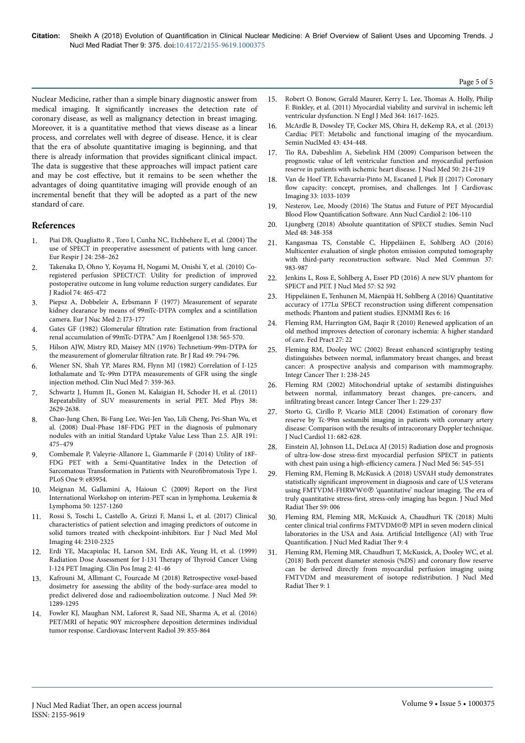Nuclear Medicine, rather than a simple binary diagnostic answer from medical imaging. It significantly increases the detection rate of coronary disease, as well as malignancy detection in breast imaging. Moreover, it is a quantitative method that views disease as a linear process, and correlates well with degree of disease. Hence, it is clear that the era of absolute quantitative imaging is beginning, and that there is already information that provides significant clinical impact. The data is suggestive that these approaches will impact patient care and may be cost effective, but it remains to be seen whether the advantages of doing quantitative imaging will provide enough of an incremental benefit that they will be adopted as a part of the new standard of care.

## References

1. Piai DB, Quagliatto R , Toro I, Cunha NC, Etchbehere E, et al. (2004) The use of SPECT in preoperative assessment of patients with lung cancer. Eur Respir J 24: 258–262
2. Takenaka D, Ohno Y, Koyama H, Nogami M, Onishi Y, et al. (2010) Co-registered perfusion SPECT/CT: Utility for prediction of improved postoperative outcome in lung volume reduction surgery candidates. Eur J Radiol 74: 465-472
3. Piepsz A, Dobbeleir A, Erbsmann F (1977) Measurement of separate kidney clearance by means of 99mTc-DTPA complex and a scintillation camera. Eur J Nuc Med 2: I73-177
4. Gates GF (1982) Glomerular filtration rate: Estimation from fractional renal accumulation of 99mTc-DTPA." Am J Roenlgenol 138: 565-570.
5. Hilson AJW, Mistry RD, Maisey MN (1976) Technetium-99m-DTPA for the measurement of glomerular filtration rate. Br J Rad 49: 794-796.
6. Wiener SN, Shah YP, Mares RM, Flynn MJ (1982) Correlation of I-125 Iothalamate and Tc-99m DTPA measurements of GFR using the single injection method. Clin Nucl Med 7: 359-363.
7. Schwartz J, Humm JL, Gonen M, Kalaigian H, Schoder H, et al. (2011) Repeatability of SUV measurements in serial PET. Med Phys 38: 2629-2638.
8. Chao-Jung Chen, Bi-Fang Lee, Wei-Jen Yao, Lili Cheng, Pei-Shan Wu, et al. (2008) Dual-Phase 18F-FDG PET in the diagnosis of pulmonary nodules with an initial Standard Uptake Value Less Than 2.5. AJR 191: 475–479
9. Combemale P, Valeyrie-Allanore L, Giammarile F (2014) Utility of 18F-FDG PET with a Semi-Quantitative Index in the Detection of Sarcomatous Transformation in Patients with Neurofibromatosis Type 1. PLoS One 9: e85954.
10. Meignan M, Gallamini A, Haioun C (2009) Report on the First International Workshop on interim-PET scan in lymphoma. Leukemia & Lymphoma 50: 1257-1260
11. Rossi S, Toschi L, Castello A, Grizzi F, Mansi L, et al. (2017) Clinical characteristics of patient selection and imaging predictors of outcome in solid tumors treated with checkpoint-inhibitors. Eur J Nucl Med Mol Imaging 44: 2310-2325
12. Erdi YE, Macapinlac H, Larson SM, Erdi AK, Yeung H, et al. (1999) Radiation Dose Assessment for I-131 Therapy of Thyroid Cancer Using I-124 PET Imaging. Clin Pos Imag 2: 41-46
13. Kafrouni M, Allimant C, Fourcade M (2018) Retrospective voxel-based dosimetry for assessing the ability of the body-surface-area model to predict delivered dose and radioembolization outcome. J Nucl Med 59: 1289-1295
14. Fowler KJ, Maughan NM, Laforest R, Saad NE, Sharma A, et al. (2016) PET/MRI of hepatic 90Y microsphere deposition determines individual tumor response. Cardiovasc Intervent Radiol 39: 855-864
15. Robert O. Bonow, Gerald Maurer, Kerry L. Lee, Thomas A. Holly, Philip F. Binkley, et al. (2011) Myocardial viability and survival in ischemic left ventricular dysfunction. N Engl J Med 364: 1617-1625.
16. McArdle B, Dowsley TF, Cocker MS, Ohira H, deKemp RA, et al. (2013) Cardiac PET: Metabolic and functional imaging of the myocardium. Semin NuclMed 43: 434-448.
17. Tio RA, Dabeshlim A, Siebelink HM (2009) Comparison between the prognostic value of left ventricular function and myocardial perfusion reserve in patients with ischemic heart disease. J Nucl Med 50: 214-219
18. Van de Hoef TP, Echavarría-Pinto M, Escaned J, Piek JJ (2017) Coronary flow capacity: concept, promises, and challenges. Int J Cardiovasc Imaging 33: 1033-1039
19. Nesterov, Lee, Moody (2016) The Status and Future of PET Myocardial Blood Flow Quantification Software. Ann Nucl Cardiol 2: 106-110
20. Ljungberg (2018) Absolute quantitation of SPECT studies. Semin Nucl Med 48: 348-358
21. Kangasmaa TS, Constable C, Hippeläinen E, Sohlberg AO (2016) Multicenter evaluation of single photon emission computed tomography with third-party reconstruction software. Nucl Med Commun 37: 983-987
22. Jenkins L, Ross E, Sohlberg A, Esser PD (2016) A new SUV phantom for SPECT and PET. J Nucl Med 57: S2 592
23. Hippeläinen E, Tenhunen M, Mäenpää H, Sohlberg A (2016) Quantitative accuracy of 177Lu SPECT reconstruction using different compensation methods: Phantom and patient studies. EJNMMI Res 6: 16
24. Fleming RM, Harrington GM, Baqir R (2010) Renewed application of an old method improves detection of coronary ischemia: A higher standard of care. Fed Pract 27: 22
25. Fleming RM, Dooley WC (2002) Breast enhanced scintigraphy testing distinguishes between normal, inflammatory breast changes, and breast cancer: A prospective analysis and comparison with mammography. Integr Cancer Ther 1: 238-245
26. Fleming RM (2002) Mitochondrial uptake of sestamibi distinguishes between normal, inflammatory breast changes, pre-cancers, and infiltrating breast cancer. Integr Cancer Ther 1: 229-237
27. Storto G, Cirillo P, Vicario MLE (2004) Estimation of coronary flow reserve by Tc-99m sestamibi imaging in patients with coronary artery disease: Comparison with the results of intracoronary Doppler technique. J Nucl Cardiol 11: 682-628.
28. Einstein AJ, Johnson LL, DeLuca AJ (2015) Radiation dose and prognosis of ultra-low-dose stress-first myocardial perfusion SPECT in patients with chest pain using a high-efficiency camera. J Nucl Med 56: 545-551
29. Fleming RM, Fleming B, McKusick A (2018) USVAH study demonstrates statistically significant improvement in diagnosis and care of U.S veterans using FMTVDM-FHRWW©℗ 'quantitative' nuclear imaging. The era of truly quantitative stress-first, stress-only imaging has begun. J Nucl Med Radiat Ther S9: 006
30. Fleming RM, Fleming MR, McKusick A, Chaudhuri TK (2018) Multi center clinical trial confirms FMTVDM©℗ MPI in seven modern clinical laboratories in the USA and Asia. Artificial Intelligence (AI) with True Quantification. J Nucl Med Radiat Ther 9: 4
31. Fleming RM, Fleming MR, Chaudhuri T, McKusick, A, Dooley WC, et al. (2018) Both percent diameter stenosis (%DS) and coronary flow reserve can be derived directly from myocardial perfusion imaging using FMTVDM and measurement of isotope redistribution. J Nucl Med Radiat Ther 9: 1